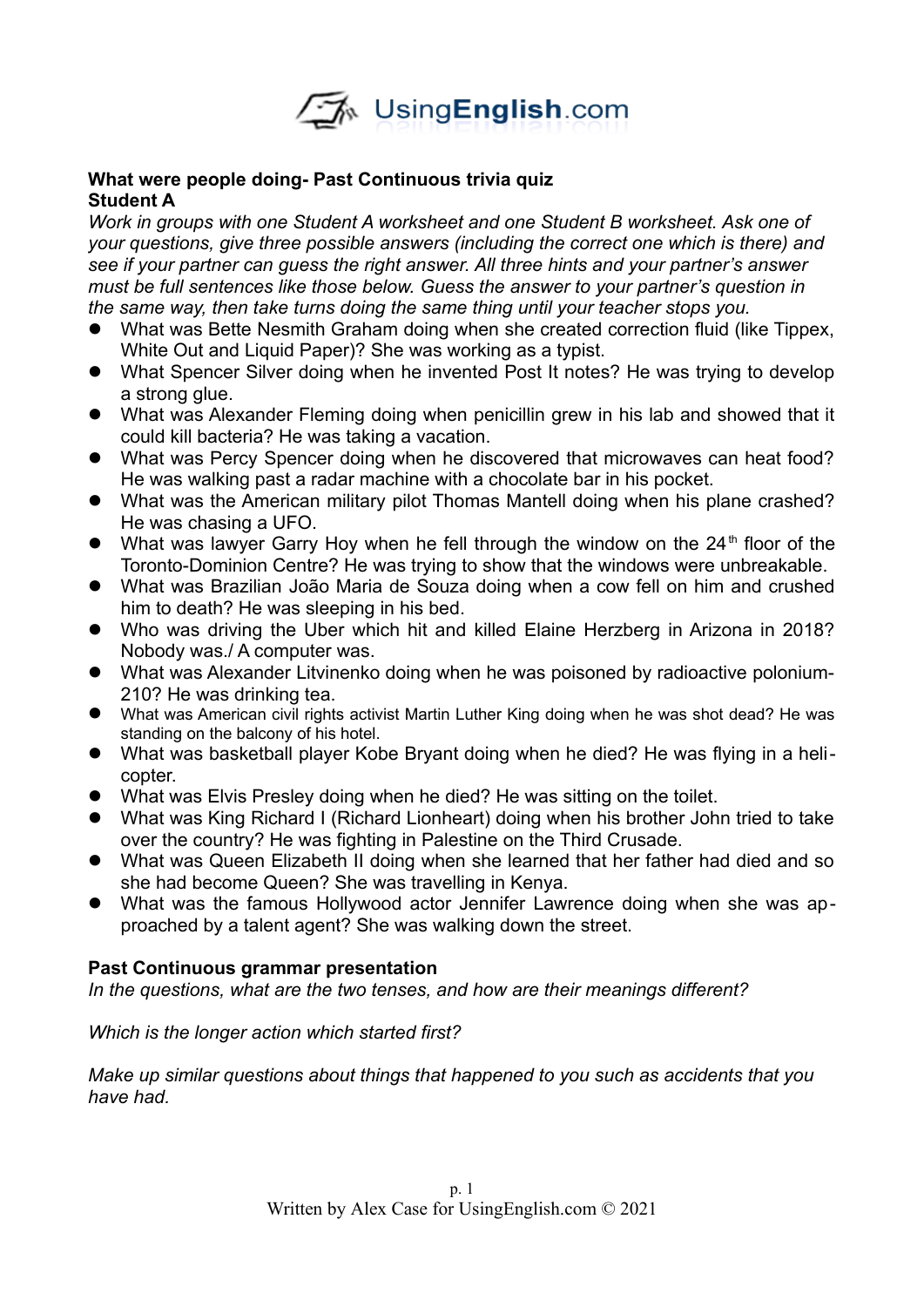**What were people doing- Past Continuous trivia quiz**
**Student A**

*Work in groups with one Student A worksheet and one Student B worksheet. Ask one of your questions, give three possible answers (including the correct one which is there) and see if your partner can guess the right answer. All three hints and your partner's answer must be full sentences like those below. Guess the answer to your partner's question in the same way, then take turns doing the same thing until your teacher stops you.*

- What was Bette Nesmith Graham doing when she created correction fluid (like Tippex, White Out and Liquid Paper)? She was working as a typist.
- What Spencer Silver doing when he invented Post It notes? He was trying to develop a strong glue.
- What was Alexander Fleming doing when penicillin grew in his lab and showed that it could kill bacteria? He was taking a vacation.
- What was Percy Spencer doing when he discovered that microwaves can heat food? He was walking past a radar machine with a chocolate bar in his pocket.
- What was the American military pilot Thomas Mantell doing when his plane crashed? He was chasing a UFO.
- What was lawyer Garry Hoy when he fell through the window on the 24th floor of the Toronto-Dominion Centre? He was trying to show that the windows were unbreakable.
- What was Brazilian João Maria de Souza doing when a cow fell on him and crushed him to death? He was sleeping in his bed.
- Who was driving the Uber which hit and killed Elaine Herzberg in Arizona in 2018? Nobody was./ A computer was.
- What was Alexander Litvinenko doing when he was poisoned by radioactive polonium-210? He was drinking tea.
- What was American civil rights activist Martin Luther King doing when he was shot dead? He was standing on the balcony of his hotel.
- What was basketball player Kobe Bryant doing when he died? He was flying in a helicopter.
- What was Elvis Presley doing when he died? He was sitting on the toilet.
- What was King Richard I (Richard Lionheart) doing when his brother John tried to take over the country? He was fighting in Palestine on the Third Crusade.
- What was Queen Elizabeth II doing when she learned that her father had died and so she had become Queen? She was travelling in Kenya.
- What was the famous Hollywood actor Jennifer Lawrence doing when she was approached by a talent agent? She was walking down the street.

**Past Continuous grammar presentation**

*In the questions, what are the two tenses, and how are their meanings different?*

*Which is the longer action which started first?*

*Make up similar questions about things that happened to you such as accidents that you have had.*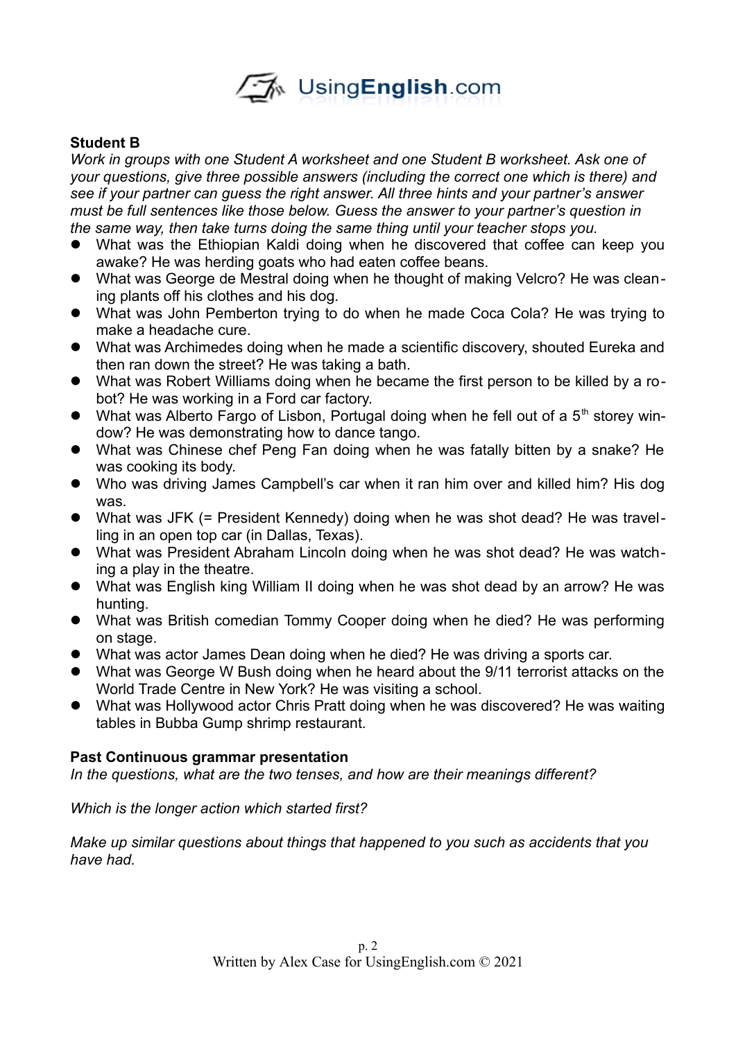**Student B**

*Work in groups with one Student A worksheet and one Student B worksheet. Ask one of your questions, give three possible answers (including the correct one which is there) and see if your partner can guess the right answer. All three hints and your partner's answer must be full sentences like those below. Guess the answer to your partner's question in the same way, then take turns doing the same thing until your teacher stops you.*

- What was the Ethiopian Kaldi doing when he discovered that coffee can keep you awake? He was herding goats who had eaten coffee beans.
- What was George de Mestral doing when he thought of making Velcro? He was cleaning plants off his clothes and his dog.
- What was John Pemberton trying to do when he made Coca Cola? He was trying to make a headache cure.
- What was Archimedes doing when he made a scientific discovery, shouted Eureka and then ran down the street? He was taking a bath.
- What was Robert Williams doing when he became the first person to be killed by a robot? He was working in a Ford car factory.
- What was Alberto Fargo of Lisbon, Portugal doing when he fell out of a 5th storey window? He was demonstrating how to dance tango.
- What was Chinese chef Peng Fan doing when he was fatally bitten by a snake? He was cooking its body.
- Who was driving James Campbell's car when it ran him over and killed him? His dog was.
- What was JFK (= President Kennedy) doing when he was shot dead? He was travelling in an open top car (in Dallas, Texas).
- What was President Abraham Lincoln doing when he was shot dead? He was watching a play in the theatre.
- What was English king William II doing when he was shot dead by an arrow? He was hunting.
- What was British comedian Tommy Cooper doing when he died? He was performing on stage.
- What was actor James Dean doing when he died? He was driving a sports car.
- What was George W Bush doing when he heard about the 9/11 terrorist attacks on the World Trade Centre in New York? He was visiting a school.
- What was Hollywood actor Chris Pratt doing when he was discovered? He was waiting tables in Bubba Gump shrimp restaurant.

**Past Continuous grammar presentation**

*In the questions, what are the two tenses, and how are their meanings different?*

*Which is the longer action which started first?*

*Make up similar questions about things that happened to you such as accidents that you have had.*

Written by Alex Case for UsingEnglish.com © 2021